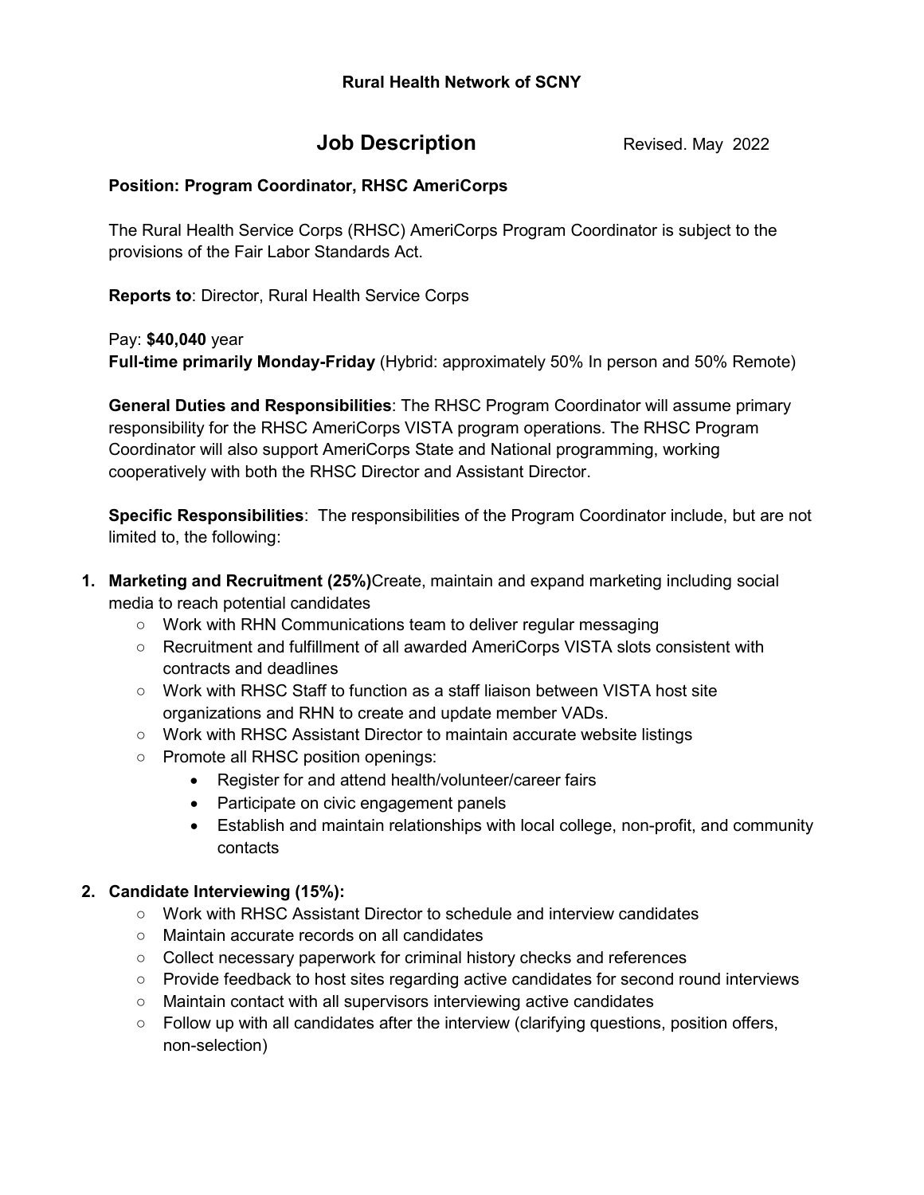**Rural Health Network of SCNY**

# Job Description

Revised. May 2022

**Position: Program Coordinator, RHSC AmeriCorps**

The Rural Health Service Corps (RHSC) AmeriCorps Program Coordinator is subject to the provisions of the Fair Labor Standards Act.

**Reports to**: Director, Rural Health Service Corps

Pay: **$40,040** year
**Full-time primarily Monday-Friday** (Hybrid: approximately 50% In person and 50% Remote)

**General Duties and Responsibilities**: The RHSC Program Coordinator will assume primary responsibility for the RHSC AmeriCorps VISTA program operations. The RHSC Program Coordinator will also support AmeriCorps State and National programming, working cooperatively with both the RHSC Director and Assistant Director.

**Specific Responsibilities**: The responsibilities of the Program Coordinator include, but are not limited to, the following:

1. **Marketing and Recruitment (25%)**Create, maintain and expand marketing including social media to reach potential candidates
   - Work with RHN Communications team to deliver regular messaging
   - Recruitment and fulfillment of all awarded AmeriCorps VISTA slots consistent with contracts and deadlines
   - Work with RHSC Staff to function as a staff liaison between VISTA host site organizations and RHN to create and update member VADs.
   - Work with RHSC Assistant Director to maintain accurate website listings
   - Promote all RHSC position openings:
     - Register for and attend health/volunteer/career fairs
     - Participate on civic engagement panels
     - Establish and maintain relationships with local college, non-profit, and community contacts

2. **Candidate Interviewing (15%):**
   - Work with RHSC Assistant Director to schedule and interview candidates
   - Maintain accurate records on all candidates
   - Collect necessary paperwork for criminal history checks and references
   - Provide feedback to host sites regarding active candidates for second round interviews
   - Maintain contact with all supervisors interviewing active candidates
   - Follow up with all candidates after the interview (clarifying questions, position offers, non-selection)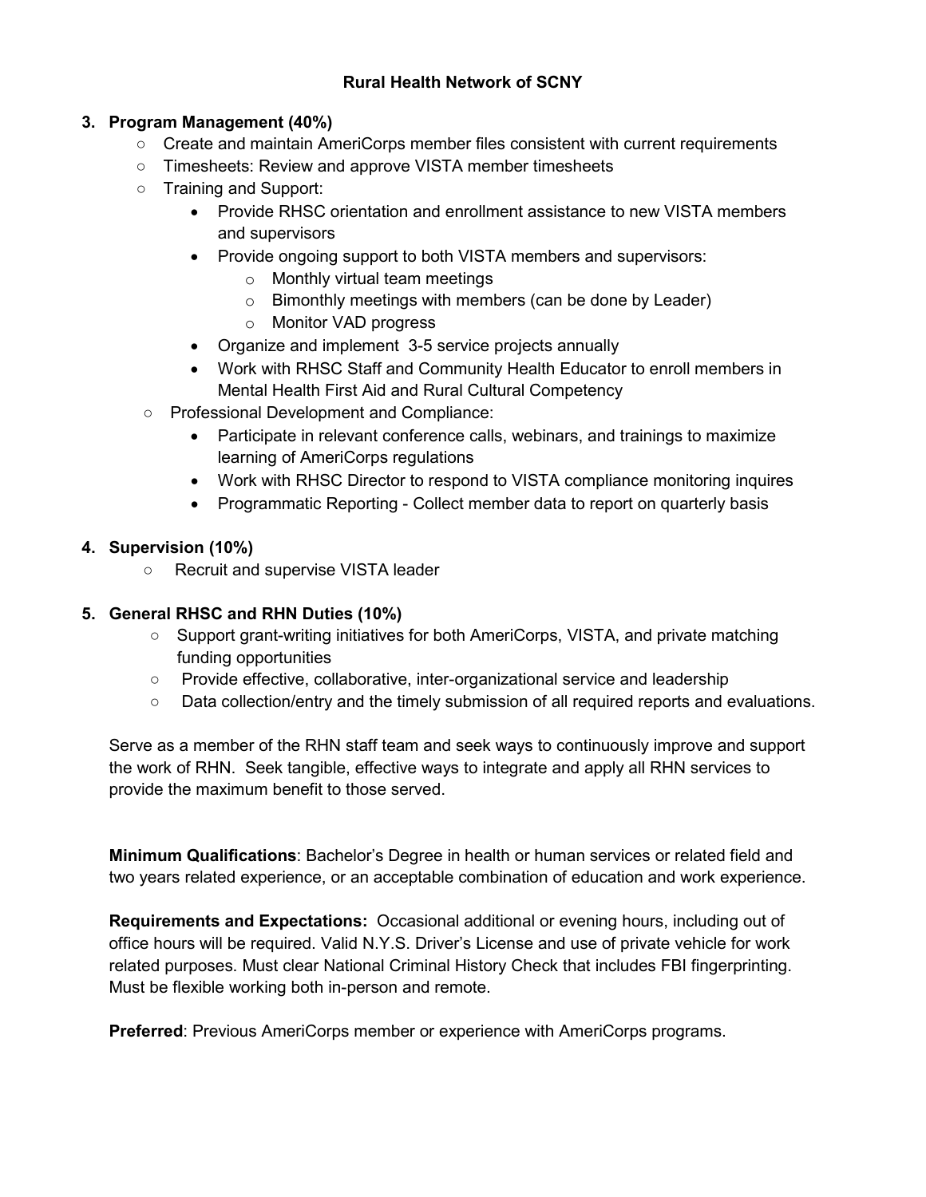**Rural Health Network of SCNY**

3. **Program Management (40%)**
   - Create and maintain AmeriCorps member files consistent with current requirements
   - Timesheets: Review and approve VISTA member timesheets
   - Training and Support:
     - Provide RHSC orientation and enrollment assistance to new VISTA members and supervisors
     - Provide ongoing support to both VISTA members and supervisors:
       - Monthly virtual team meetings
       - Bimonthly meetings with members (can be done by Leader)
       - Monitor VAD progress
     - Organize and implement 3-5 service projects annually
     - Work with RHSC Staff and Community Health Educator to enroll members in Mental Health First Aid and Rural Cultural Competency
   - Professional Development and Compliance:
     - Participate in relevant conference calls, webinars, and trainings to maximize learning of AmeriCorps regulations
     - Work with RHSC Director to respond to VISTA compliance monitoring inquires
     - Programmatic Reporting - Collect member data to report on quarterly basis

4. **Supervision (10%)**
   - Recruit and supervise VISTA leader

5. **General RHSC and RHN Duties (10%)**
   - Support grant-writing initiatives for both AmeriCorps, VISTA, and private matching funding opportunities
   - Provide effective, collaborative, inter-organizational service and leadership
   - Data collection/entry and the timely submission of all required reports and evaluations.

Serve as a member of the RHN staff team and seek ways to continuously improve and support the work of RHN. Seek tangible, effective ways to integrate and apply all RHN services to provide the maximum benefit to those served.

**Minimum Qualifications**: Bachelor's Degree in health or human services or related field and two years related experience, or an acceptable combination of education and work experience.

**Requirements and Expectations:** Occasional additional or evening hours, including out of office hours will be required. Valid N.Y.S. Driver's License and use of private vehicle for work related purposes. Must clear National Criminal History Check that includes FBI fingerprinting. Must be flexible working both in-person and remote.

**Preferred**: Previous AmeriCorps member or experience with AmeriCorps programs.